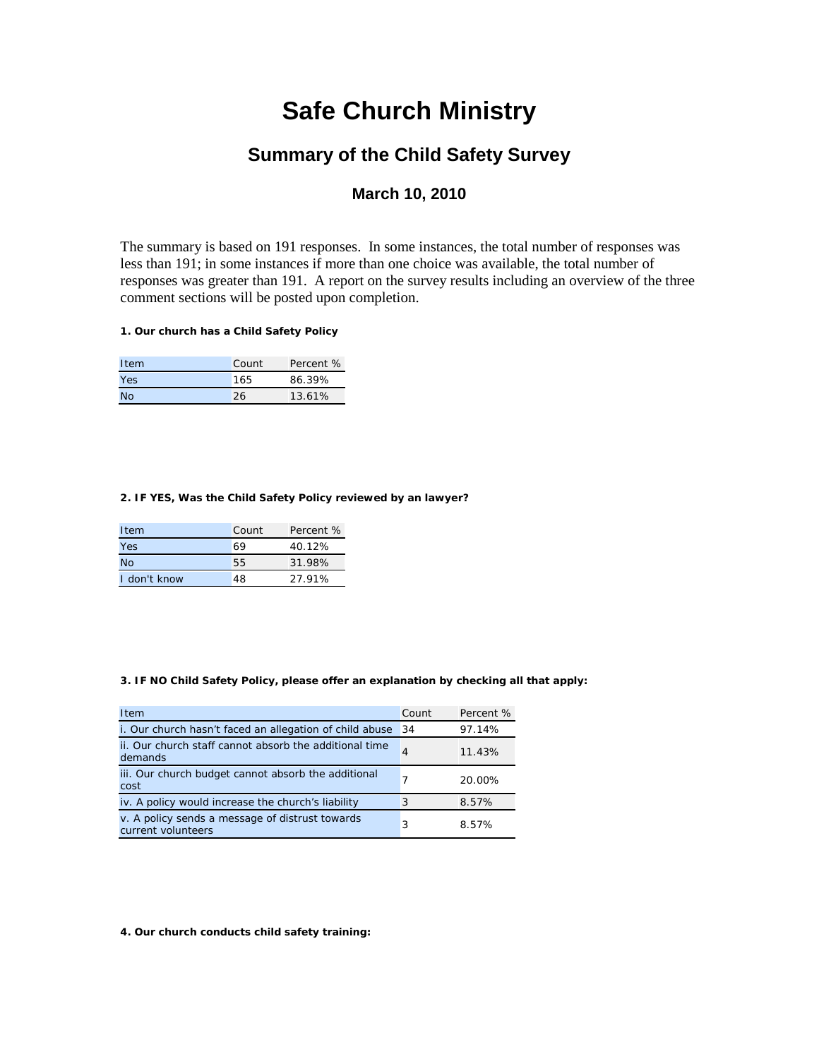# Safe Church Ministry

## Summary of the Child Safety Survey

### March 10, 2010

The summary is based on 191 responses. In some instances, the total number of responses was less than 191; in some instances if more than one choice was available, the total number of responses was greater than 191. A report on the survey results including an overview of the three comment sections will be posted upon completion.

**1. Our church has a Child Safety Policy**

| Item | Count | Percent % |
|---|---|---|
| Yes | 165 | 86.39% |
| No | 26 | 13.61% |

**2. IF YES, Was the Child Safety Policy reviewed by an lawyer?**

| Item | Count | Percent % |
|---|---|---|
| Yes | 69 | 40.12% |
| No | 55 | 31.98% |
| I don't know | 48 | 27.91% |

**3. IF NO Child Safety Policy, please offer an explanation by checking all that apply:**

| Item | Count | Percent % |
|---|---|---|
| i. Our church hasn't faced an allegation of child abuse | 34 | 97.14% |
| ii. Our church staff cannot absorb the additional time demands | 4 | 11.43% |
| iii. Our church budget cannot absorb the additional cost | 7 | 20.00% |
| iv. A policy would increase the church's liability | 3 | 8.57% |
| v. A policy sends a message of distrust towards current volunteers | 3 | 8.57% |

**4. Our church conducts child safety training:**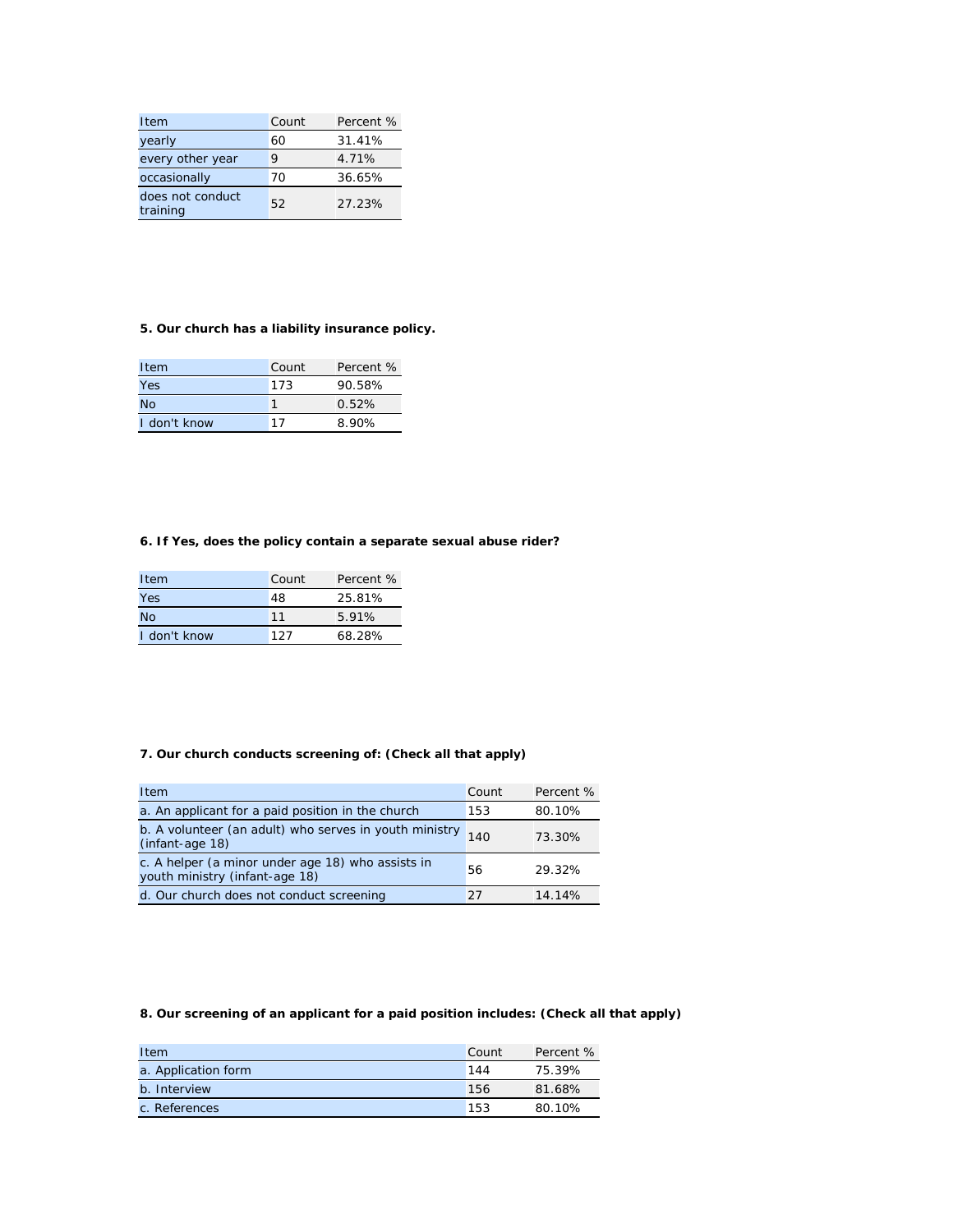| Item | Count | Percent % |
|---|---|---|
| yearly | 60 | 31.41% |
| every other year | 9 | 4.71% |
| occasionally | 70 | 36.65% |
| does not conduct training | 52 | 27.23% |

**5. Our church has a liability insurance policy.**

| Item | Count | Percent % |
|---|---|---|
| Yes | 173 | 90.58% |
| No | 1 | 0.52% |
| I don't know | 17 | 8.90% |

**6. If Yes, does the policy contain a separate sexual abuse rider?**

| Item | Count | Percent % |
|---|---|---|
| Yes | 48 | 25.81% |
| No | 11 | 5.91% |
| I don't know | 127 | 68.28% |

**7. Our church conducts screening of: (Check all that apply)**

| Item | Count | Percent % |
|---|---|---|
| a. An applicant for a paid position in the church | 153 | 80.10% |
| b. A volunteer (an adult) who serves in youth ministry (infant-age 18) | 140 | 73.30% |
| c. A helper (a minor under age 18) who assists in youth ministry (infant-age 18) | 56 | 29.32% |
| d. Our church does not conduct screening | 27 | 14.14% |

**8. Our screening of an applicant for a paid position includes: (Check all that apply)**

| Item | Count | Percent % |
|---|---|---|
| a. Application form | 144 | 75.39% |
| b. Interview | 156 | 81.68% |
| c. References | 153 | 80.10% |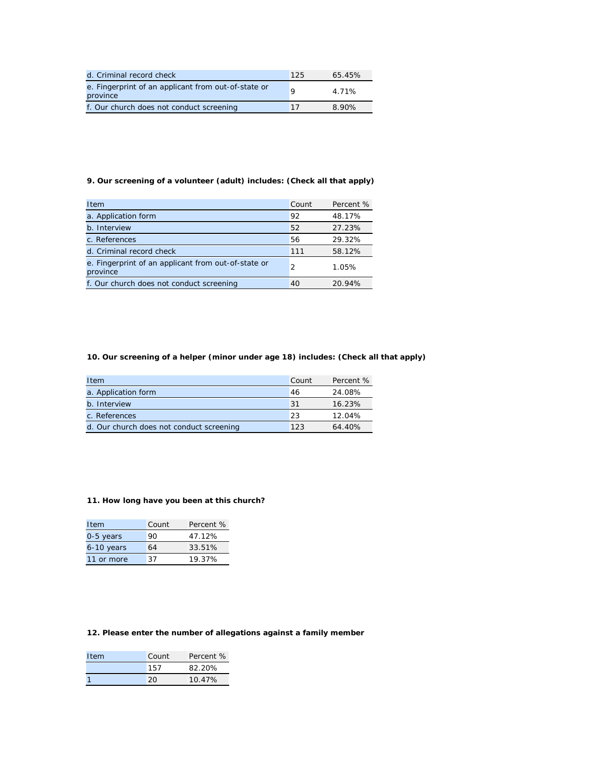| d. Criminal record check | 125 | 65.45% |
|---|---|---|
| e. Fingerprint of an applicant from out-of-state or province | 9 | 4.71% |
| f. Our church does not conduct screening | 17 | 8.90% |

**9. Our screening of a volunteer (adult) includes: (Check all that apply)**

| Item | Count | Percent % |
|---|---|---|
| a. Application form | 92 | 48.17% |
| b. Interview | 52 | 27.23% |
| c. References | 56 | 29.32% |
| d. Criminal record check | 111 | 58.12% |
| e. Fingerprint of an applicant from out-of-state or province | 2 | 1.05% |
| f. Our church does not conduct screening | 40 | 20.94% |

**10. Our screening of a helper (minor under age 18) includes: (Check all that apply)**

| Item | Count | Percent % |
|---|---|---|
| a. Application form | 46 | 24.08% |
| b. Interview | 31 | 16.23% |
| c. References | 23 | 12.04% |
| d. Our church does not conduct screening | 123 | 64.40% |

**11. How long have you been at this church?**

| Item | Count | Percent % |
|---|---|---|
| 0-5 years | 90 | 47.12% |
| 6-10 years | 64 | 33.51% |
| 11 or more | 37 | 19.37% |

**12. Please enter the number of allegations against a family member**

| Item | Count | Percent % |
|---|---|---|
| | 157 | 82.20% |
| 1 | 20 | 10.47% |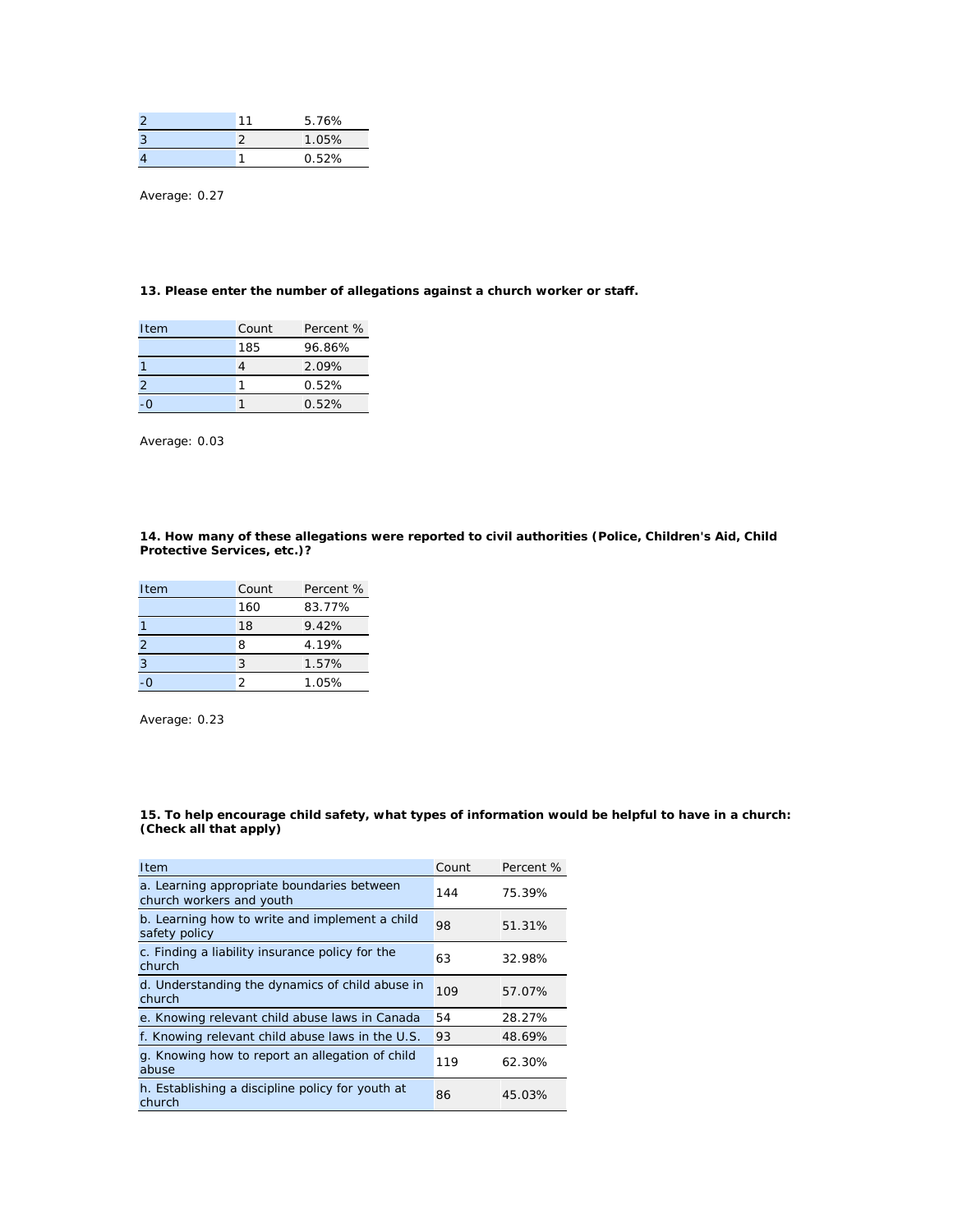| | | |
|---|---|---|
| 2 | 11 | 5.76% |
| 3 | 2 | 1.05% |
| 4 | 1 | 0.52% |

Average: 0.27

**13. Please enter the number of allegations against a church worker or staff.**

| Item | Count | Percent % |
|---|---|---|
| | 185 | 96.86% |
| 1 | 4 | 2.09% |
| 2 | 1 | 0.52% |
| -0 | 1 | 0.52% |

Average: 0.03

**14. How many of these allegations were reported to civil authorities (Police, Children's Aid, Child Protective Services, etc.)?**

| Item | Count | Percent % |
|---|---|---|
| | 160 | 83.77% |
| 1 | 18 | 9.42% |
| 2 | 8 | 4.19% |
| 3 | 3 | 1.57% |
| -0 | 2 | 1.05% |

Average: 0.23

**15. To help encourage child safety, what types of information would be helpful to have in a church: (Check all that apply)**

| Item | Count | Percent % |
|---|---|---|
| a. Learning appropriate boundaries between church workers and youth | 144 | 75.39% |
| b. Learning how to write and implement a child safety policy | 98 | 51.31% |
| c. Finding a liability insurance policy for the church | 63 | 32.98% |
| d. Understanding the dynamics of child abuse in church | 109 | 57.07% |
| e. Knowing relevant child abuse laws in Canada | 54 | 28.27% |
| f. Knowing relevant child abuse laws in the U.S. | 93 | 48.69% |
| g. Knowing how to report an allegation of child abuse | 119 | 62.30% |
| h. Establishing a discipline policy for youth at church | 86 | 45.03% |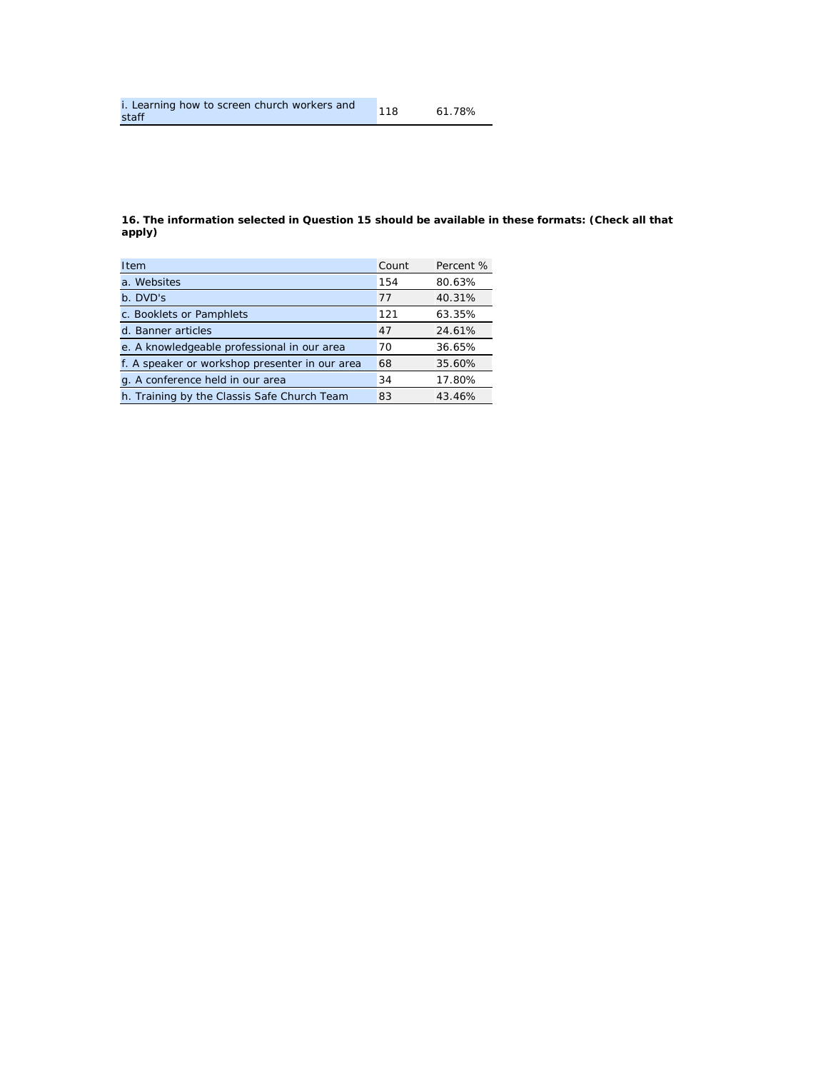| | | |
|---|---|---|
| i. Learning how to screen church workers and staff | 118 | 61.78% |

**16. The information selected in Question 15 should be available in these formats: (Check all that apply)**

| Item | Count | Percent % |
|---|---|---|
| a. Websites | 154 | 80.63% |
| b. DVD's | 77 | 40.31% |
| c. Booklets or Pamphlets | 121 | 63.35% |
| d. Banner articles | 47 | 24.61% |
| e. A knowledgeable professional in our area | 70 | 36.65% |
| f. A speaker or workshop presenter in our area | 68 | 35.60% |
| g. A conference held in our area | 34 | 17.80% |
| h. Training by the Classis Safe Church Team | 83 | 43.46% |